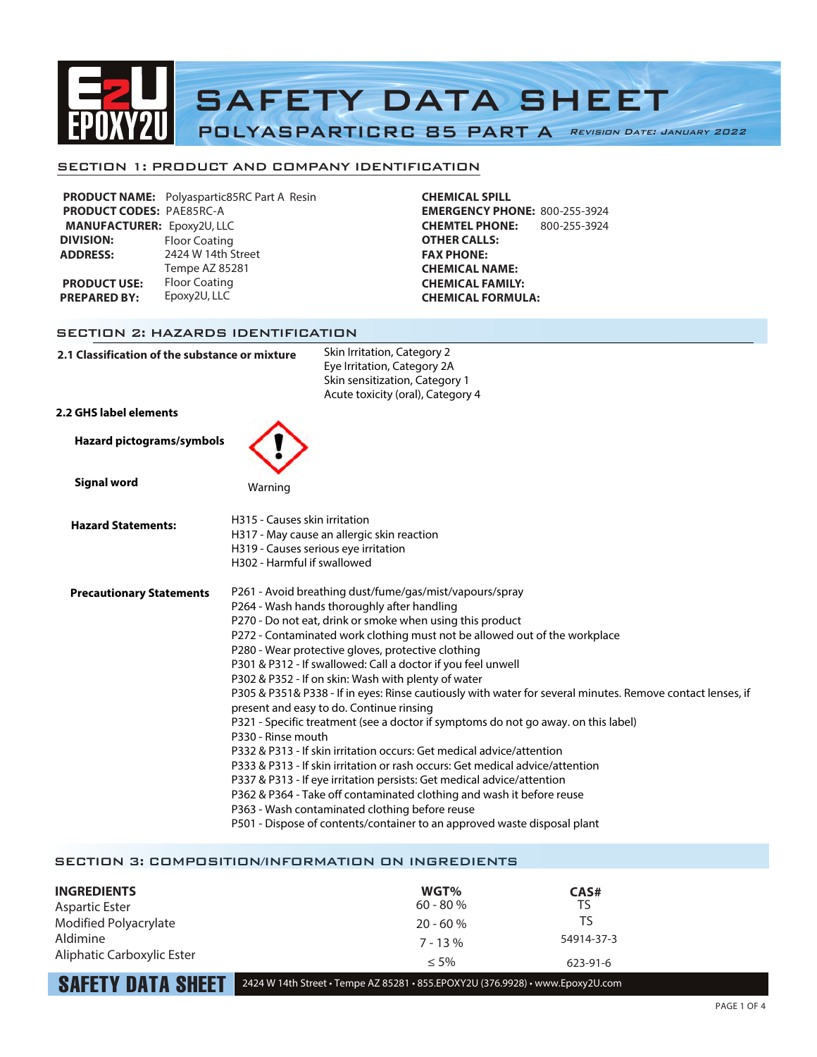# SAFETY DATA SHEET

## POLYASPARTICRC 85 PART A

*Revision Date: January 2022*

## SECTION 1: PRODUCT AND COMPANY IDENTIFICATION

**PRODUCT NAME:** Polyaspartic85RC Part A Resin
**PRODUCT CODES:** PAE85RC-A
**MANUFACTURER:** Epoxy2U, LLC
**DIVISION:** Floor Coating
**ADDRESS:** 2424 W 14th Street
Tempe AZ 85281
**PRODUCT USE:** Floor Coating
**PREPARED BY:** Epoxy2U, LLC

**CHEMICAL SPILL**
**EMERGENCY PHONE:** 800-255-3924
**CHEMTEL PHONE:** 800-255-3924
**OTHER CALLS:**
**FAX PHONE:**
**CHEMICAL NAME:**
**CHEMICAL FAMILY:**
**CHEMICAL FORMULA:**

## SECTION 2: HAZARDS IDENTIFICATION

**2.1 Classification of the substance or mixture**

Skin Irritation, Category 2
Eye Irritation, Category 2A
Skin sensitization, Category 1
Acute toxicity (oral), Category 4

**2.2 GHS label elements**

**Hazard pictograms/symbols**

**Signal word** Warning

**Hazard Statements:**

H315 - Causes skin irritation
H317 - May cause an allergic skin reaction
H319 - Causes serious eye irritation
H302 - Harmful if swallowed

**Precautionary Statements**

P261 - Avoid breathing dust/fume/gas/mist/vapours/spray
P264 - Wash hands thoroughly after handling
P270 - Do not eat, drink or smoke when using this product
P272 - Contaminated work clothing must not be allowed out of the workplace
P280 - Wear protective gloves, protective clothing
P301 & P312 - If swallowed: Call a doctor if you feel unwell
P302 & P352 - If on skin: Wash with plenty of water
P305 & P351& P338 - If in eyes: Rinse cautiously with water for several minutes. Remove contact lenses, if present and easy to do. Continue rinsing
P321 - Specific treatment (see a doctor if symptoms do not go away. on this label)
P330 - Rinse mouth
P332 & P313 - If skin irritation occurs: Get medical advice/attention
P333 & P313 - If skin irritation or rash occurs: Get medical advice/attention
P337 & P313 - If eye irritation persists: Get medical advice/attention
P362 & P364 - Take off contaminated clothing and wash it before reuse
P363 - Wash contaminated clothing before reuse
P501 - Dispose of contents/container to an approved waste disposal plant

## SECTION 3: COMPOSITION/INFORMATION ON INGREDIENTS

| INGREDIENTS | WGT% | CAS# |
|---|---|---|
| Aspartic Ester | 60 - 80 % | TS |
| Modified Polyacrylate | 20 - 60 % | TS |
| Aldimine | 7 - 13 % | 54914-37-3 |
| Aliphatic Carboxylic Ester | ≤ 5% | 623-91-6 |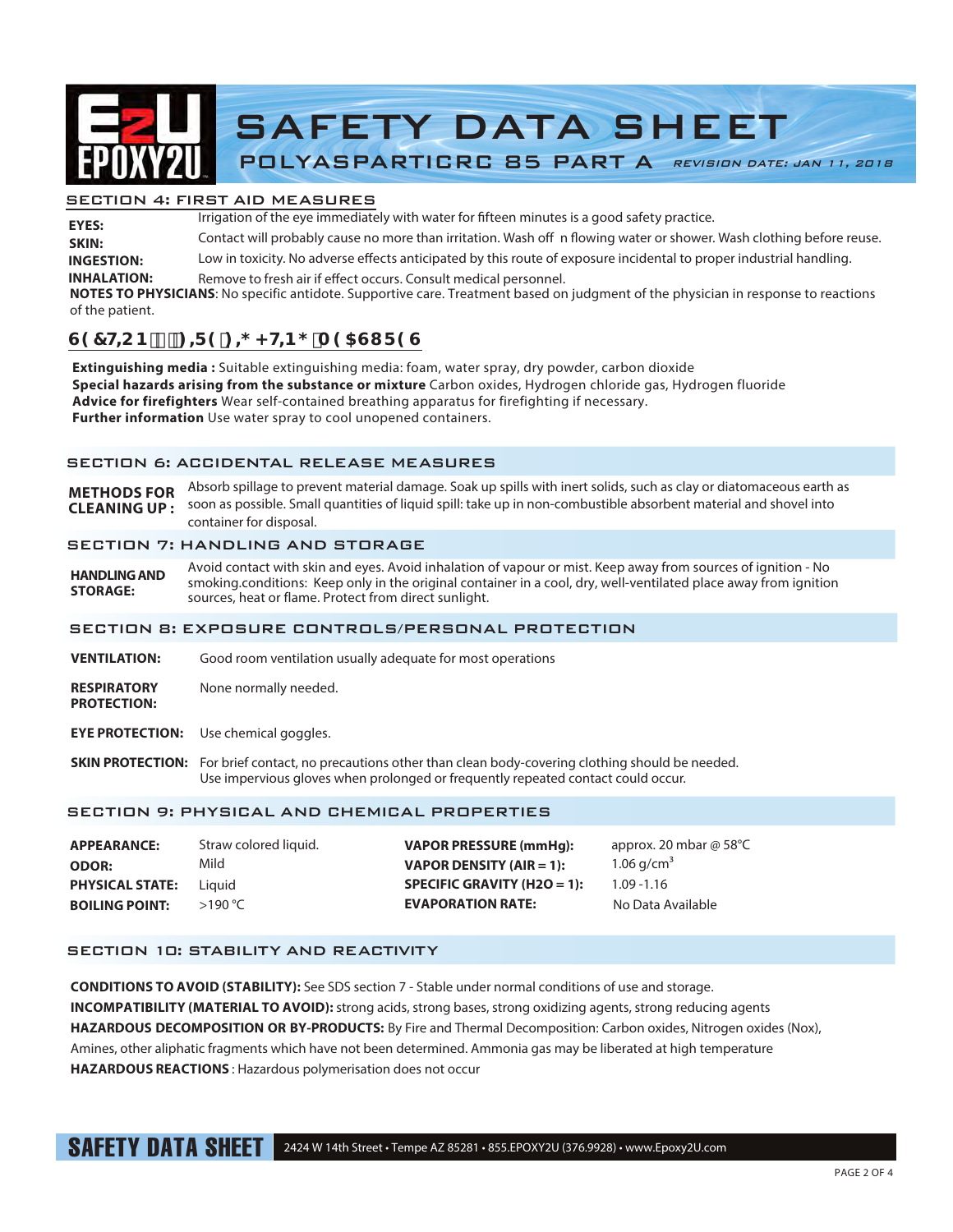# SAFETY DATA SHEET

## POLYASPARTICRC 85 PART A

*REVISION DATE: JAN 11, 2018*

## SECTION 4: FIRST AID MEASURES

**EYES:** Irrigation of the eye immediately with water for fifteen minutes is a good safety practice.

**SKIN:** Contact will probably cause no more than irritation. Wash off n flowing water or shower. Wash clothing before reuse.

**INGESTION:** Low in toxicity. No adverse effects anticipated by this route of exposure incidental to proper industrial handling.

**INHALATION:** Remove to fresh air if effect occurs. Consult medical personnel.

**NOTES TO PHYSICIANS**: No specific antidote. Supportive care. Treatment based on judgment of the physician in response to reactions of the patient.

## SECTION 5: FIRE FIGHTING MEASURES

**Extinguishing media :** Suitable extinguishing media: foam, water spray, dry powder, carbon dioxide

**Special hazards arising from the substance or mixture** Carbon oxides, Hydrogen chloride gas, Hydrogen fluoride

**Advice for firefighters** Wear self-contained breathing apparatus for firefighting if necessary.

**Further information** Use water spray to cool unopened containers.

## SECTION 6: ACCIDENTAL RELEASE MEASURES

**METHODS FOR CLEANING UP :** Absorb spillage to prevent material damage. Soak up spills with inert solids, such as clay or diatomaceous earth as soon as possible. Small quantities of liquid spill: take up in non-combustible absorbent material and shovel into container for disposal.

## SECTION 7: HANDLING AND STORAGE

**HANDLING AND STORAGE:** Avoid contact with skin and eyes. Avoid inhalation of vapour or mist. Keep away from sources of ignition - No smoking.conditions: Keep only in the original container in a cool, dry, well-ventilated place away from ignition sources, heat or flame. Protect from direct sunlight.

## SECTION 8: EXPOSURE CONTROLS/PERSONAL PROTECTION

**VENTILATION:** Good room ventilation usually adequate for most operations

**RESPIRATORY PROTECTION:** None normally needed.

**EYE PROTECTION:** Use chemical goggles.

**SKIN PROTECTION:** For brief contact, no precautions other than clean body-covering clothing should be needed. Use impervious gloves when prolonged or frequently repeated contact could occur.

## SECTION 9: PHYSICAL AND CHEMICAL PROPERTIES

| | | | |
|---|---|---|---|
| **APPEARANCE:** | Straw colored liquid. | **VAPOR PRESSURE (mmHg):** | approx. 20 mbar @ 58°C |
| **ODOR:** | Mild | **VAPOR DENSITY (AIR = 1):** | 1.06 g/cm$^3$ |
| **PHYSICAL STATE:** | Liquid | **SPECIFIC GRAVITY (H2O = 1):** | 1.09 -1.16 |
| **BOILING POINT:** | >190 °C | **EVAPORATION RATE:** | No Data Available |

## SECTION 10: STABILITY AND REACTIVITY

**CONDITIONS TO AVOID (STABILITY):** See SDS section 7 - Stable under normal conditions of use and storage.

**INCOMPATIBILITY (MATERIAL TO AVOID):** strong acids, strong bases, strong oxidizing agents, strong reducing agents

**HAZARDOUS DECOMPOSITION OR BY-PRODUCTS:** By Fire and Thermal Decomposition: Carbon oxides, Nitrogen oxides (Nox), Amines, other aliphatic fragments which have not been determined. Ammonia gas may be liberated at high temperature

**HAZARDOUS REACTIONS** : Hazardous polymerisation does not occur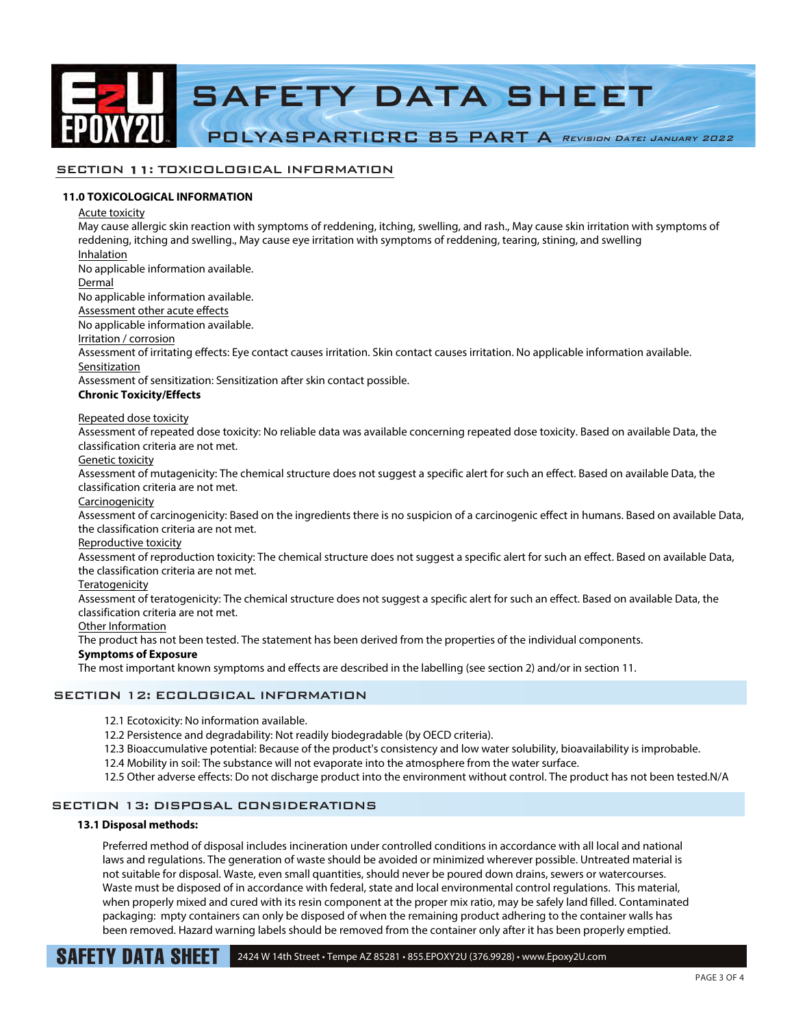## SECTION 11: TOXICOLOGICAL INFORMATION

### 11.0 TOXICOLOGICAL INFORMATION

Acute toxicity

May cause allergic skin reaction with symptoms of reddening, itching, swelling, and rash., May cause skin irritation with symptoms of reddening, itching and swelling., May cause eye irritation with symptoms of reddening, tearing, stining, and swelling

Inhalation

No applicable information available.

Dermal

No applicable information available.

Assessment other acute effects

No applicable information available.

Irritation / corrosion

Assessment of irritating effects: Eye contact causes irritation. Skin contact causes irritation. No applicable information available.

Sensitization

Assessment of sensitization: Sensitization after skin contact possible.

**Chronic Toxicity/Effects**

Repeated dose toxicity

Assessment of repeated dose toxicity: No reliable data was available concerning repeated dose toxicity. Based on available Data, the classification criteria are not met.

Genetic toxicity

Assessment of mutagenicity: The chemical structure does not suggest a specific alert for such an effect. Based on available Data, the classification criteria are not met.

Carcinogenicity

Assessment of carcinogenicity: Based on the ingredients there is no suspicion of a carcinogenic effect in humans. Based on available Data, the classification criteria are not met.

Reproductive toxicity

Assessment of reproduction toxicity: The chemical structure does not suggest a specific alert for such an effect. Based on available Data, the classification criteria are not met.

Teratogenicity

Assessment of teratogenicity: The chemical structure does not suggest a specific alert for such an effect. Based on available Data, the classification criteria are not met.

Other Information

The product has not been tested. The statement has been derived from the properties of the individual components.

**Symptoms of Exposure**

The most important known symptoms and effects are described in the labelling (see section 2) and/or in section 11.

## SECTION 12: ECOLOGICAL INFORMATION

12.1 Ecotoxicity: No information available.

12.2 Persistence and degradability: Not readily biodegradable (by OECD criteria).

12.3 Bioaccumulative potential: Because of the product's consistency and low water solubility, bioavailability is improbable.

12.4 Mobility in soil: The substance will not evaporate into the atmosphere from the water surface.

12.5 Other adverse effects: Do not discharge product into the environment without control. The product has not been tested.N/A

## SECTION 13: DISPOSAL CONSIDERATIONS

### 13.1 Disposal methods:

Preferred method of disposal includes incineration under controlled conditions in accordance with all local and national laws and regulations. The generation of waste should be avoided or minimized wherever possible. Untreated material is not suitable for disposal. Waste, even small quantities, should never be poured down drains, sewers or watercourses. Waste must be disposed of in accordance with federal, state and local environmental control regulations. This material, when properly mixed and cured with its resin component at the proper mix ratio, may be safely land filled. Contaminated packaging: mpty containers can only be disposed of when the remaining product adhering to the container walls has been removed. Hazard warning labels should be removed from the container only after it has been properly emptied.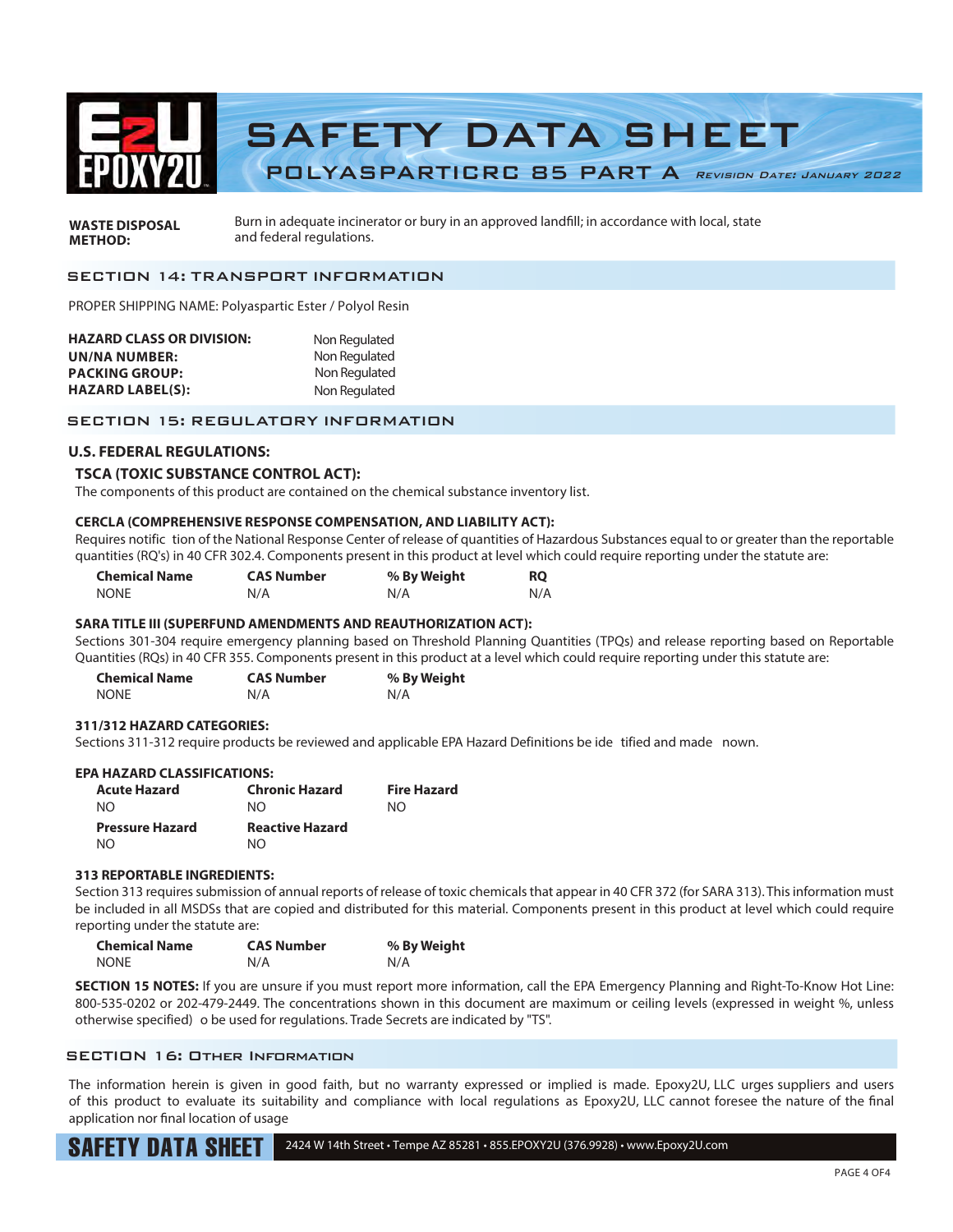**WASTE DISPOSAL METHOD:** Burn in adequate incinerator or bury in an approved landfill; in accordance with local, state and federal regulations.

## SECTION 14: TRANSPORT INFORMATION

PROPER SHIPPING NAME: Polyaspartic Ester / Polyol Resin

| | |
|---|---|
| **HAZARD CLASS OR DIVISION:** | Non Regulated |
| **UN/NA NUMBER:** | Non Regulated |
| **PACKING GROUP:** | Non Regulated |
| **HAZARD LABEL(S):** | Non Regulated |

## SECTION 15: REGULATORY INFORMATION

### U.S. FEDERAL REGULATIONS:

#### TSCA (TOXIC SUBSTANCE CONTROL ACT):

The components of this product are contained on the chemical substance inventory list.

#### CERCLA (COMPREHENSIVE RESPONSE COMPENSATION, AND LIABILITY ACT):

Requires notific tion of the National Response Center of release of quantities of Hazardous Substances equal to or greater than the reportable quantities (RQ's) in 40 CFR 302.4. Components present in this product at level which could require reporting under the statute are:

| Chemical Name | CAS Number | % By Weight | RQ |
|---|---|---|---|
| NONE | N/A | N/A | N/A |

#### SARA TITLE III (SUPERFUND AMENDMENTS AND REAUTHORIZATION ACT):

Sections 301-304 require emergency planning based on Threshold Planning Quantities (TPQs) and release reporting based on Reportable Quantities (RQs) in 40 CFR 355. Components present in this product at a level which could require reporting under this statute are:

| Chemical Name | CAS Number | % By Weight |
|---|---|---|
| NONE | N/A | N/A |

#### 311/312 HAZARD CATEGORIES:

Sections 311-312 require products be reviewed and applicable EPA Hazard Definitions be ide tified and made nown.

#### EPA HAZARD CLASSIFICATIONS:

| Acute Hazard | Chronic Hazard | Fire Hazard |
|---|---|---|
| NO | NO | NO |
| **Pressure Hazard** | **Reactive Hazard** | |
| NO | NO | |

#### 313 REPORTABLE INGREDIENTS:

Section 313 requires submission of annual reports of release of toxic chemicals that appear in 40 CFR 372 (for SARA 313). This information must be included in all MSDSs that are copied and distributed for this material. Components present in this product at level which could require reporting under the statute are:

| Chemical Name | CAS Number | % By Weight |
|---|---|---|
| NONE | N/A | N/A |

**SECTION 15 NOTES:** If you are unsure if you must report more information, call the EPA Emergency Planning and Right-To-Know Hot Line: 800-535-0202 or 202-479-2449. The concentrations shown in this document are maximum or ceiling levels (expressed in weight %, unless otherwise specified) o be used for regulations. Trade Secrets are indicated by "TS".

## SECTION 16: Other Information

The information herein is given in good faith, but no warranty expressed or implied is made. Epoxy2U, LLC urges suppliers and users of this product to evaluate its suitability and compliance with local regulations as Epoxy2U, LLC cannot foresee the nature of the final application nor final location of usage